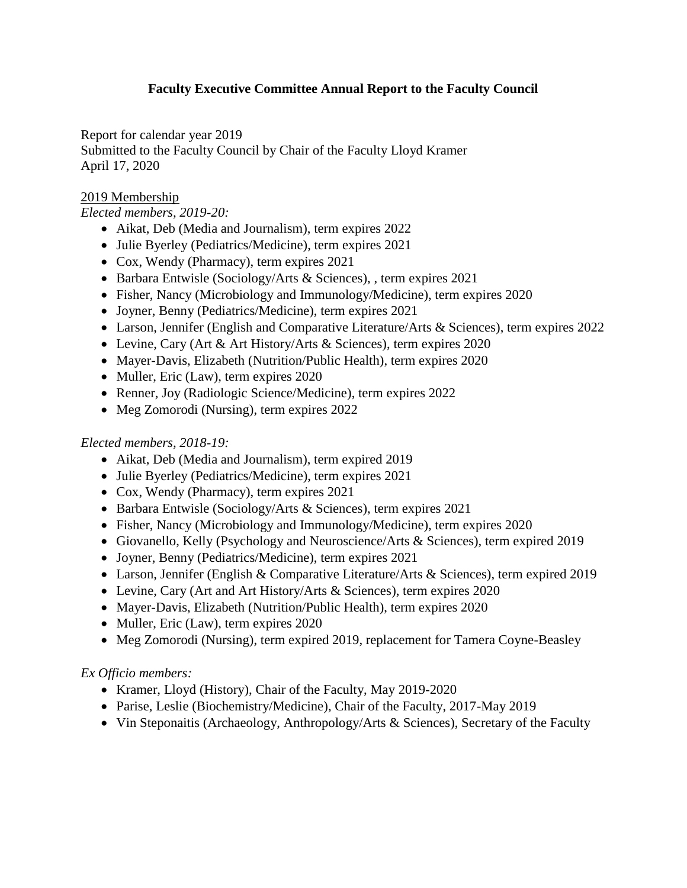# Faculty Executive Committee Annual Report to the Faculty Council

Report for calendar year 2019
Submitted to the Faculty Council by Chair of the Faculty Lloyd Kramer
April 17, 2020

2019 Membership

*Elected members, 2019-20:*

- Aikat, Deb (Media and Journalism), term expires 2022
- Julie Byerley (Pediatrics/Medicine), term expires 2021
- Cox, Wendy (Pharmacy), term expires 2021
- Barbara Entwisle (Sociology/Arts & Sciences), , term expires 2021
- Fisher, Nancy (Microbiology and Immunology/Medicine), term expires 2020
- Joyner, Benny (Pediatrics/Medicine), term expires 2021
- Larson, Jennifer (English and Comparative Literature/Arts & Sciences), term expires 2022
- Levine, Cary (Art & Art History/Arts & Sciences), term expires 2020
- Mayer-Davis, Elizabeth (Nutrition/Public Health), term expires 2020
- Muller, Eric (Law), term expires 2020
- Renner, Joy (Radiologic Science/Medicine), term expires 2022
- Meg Zomorodi (Nursing), term expires 2022

*Elected members, 2018-19:*

- Aikat, Deb (Media and Journalism), term expired 2019
- Julie Byerley (Pediatrics/Medicine), term expires 2021
- Cox, Wendy (Pharmacy), term expires 2021
- Barbara Entwisle (Sociology/Arts & Sciences), term expires 2021
- Fisher, Nancy (Microbiology and Immunology/Medicine), term expires 2020
- Giovanello, Kelly (Psychology and Neuroscience/Arts & Sciences), term expired 2019
- Joyner, Benny (Pediatrics/Medicine), term expires 2021
- Larson, Jennifer (English & Comparative Literature/Arts & Sciences), term expired 2019
- Levine, Cary (Art and Art History/Arts & Sciences), term expires 2020
- Mayer-Davis, Elizabeth (Nutrition/Public Health), term expires 2020
- Muller, Eric (Law), term expires 2020
- Meg Zomorodi (Nursing), term expired 2019, replacement for Tamera Coyne-Beasley

*Ex Officio members:*

- Kramer, Lloyd (History), Chair of the Faculty, May 2019-2020
- Parise, Leslie (Biochemistry/Medicine), Chair of the Faculty, 2017-May 2019
- Vin Steponaitis (Archaeology, Anthropology/Arts & Sciences), Secretary of the Faculty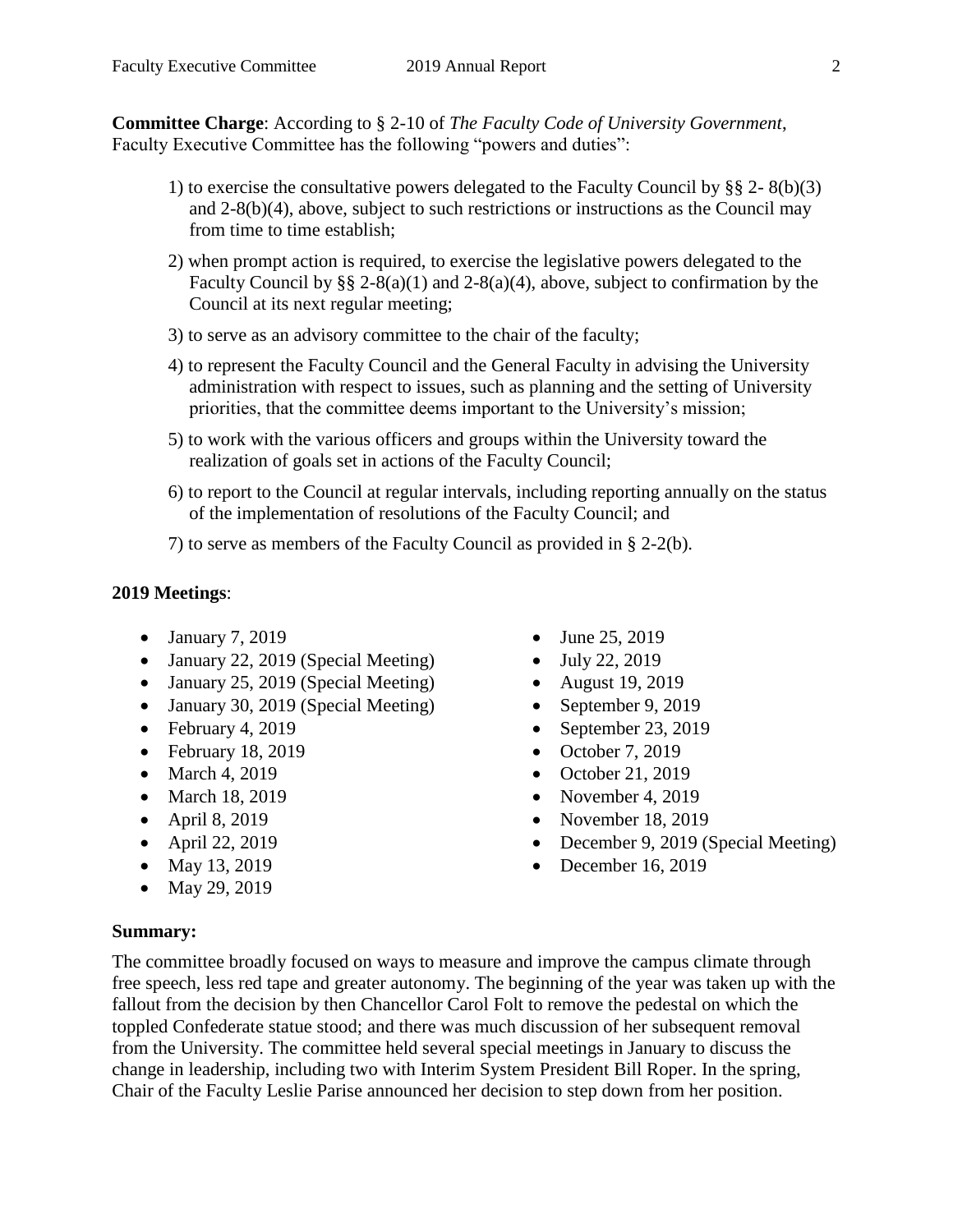**Committee Charge**: According to § 2-10 of *The Faculty Code of University Government*, Faculty Executive Committee has the following "powers and duties":

1) to exercise the consultative powers delegated to the Faculty Council by §§ 2- 8(b)(3) and 2-8(b)(4), above, subject to such restrictions or instructions as the Council may from time to time establish;

2) when prompt action is required, to exercise the legislative powers delegated to the Faculty Council by §§ 2-8(a)(1) and 2-8(a)(4), above, subject to confirmation by the Council at its next regular meeting;

3) to serve as an advisory committee to the chair of the faculty;

4) to represent the Faculty Council and the General Faculty in advising the University administration with respect to issues, such as planning and the setting of University priorities, that the committee deems important to the University's mission;

5) to work with the various officers and groups within the University toward the realization of goals set in actions of the Faculty Council;

6) to report to the Council at regular intervals, including reporting annually on the status of the implementation of resolutions of the Faculty Council; and

7) to serve as members of the Faculty Council as provided in § 2-2(b).

**2019 Meetings**:

- January 7, 2019
- January 22, 2019 (Special Meeting)
- January 25, 2019 (Special Meeting)
- January 30, 2019 (Special Meeting)
- February 4, 2019
- February 18, 2019
- March 4, 2019
- March 18, 2019
- April 8, 2019
- April 22, 2019
- May 13, 2019
- May 29, 2019
- June 25, 2019
- July 22, 2019
- August 19, 2019
- September 9, 2019
- September 23, 2019
- October 7, 2019
- October 21, 2019
- November 4, 2019
- November 18, 2019
- December 9, 2019 (Special Meeting)
- December 16, 2019

**Summary:**

The committee broadly focused on ways to measure and improve the campus climate through free speech, less red tape and greater autonomy. The beginning of the year was taken up with the fallout from the decision by then Chancellor Carol Folt to remove the pedestal on which the toppled Confederate statue stood; and there was much discussion of her subsequent removal from the University. The committee held several special meetings in January to discuss the change in leadership, including two with Interim System President Bill Roper. In the spring, Chair of the Faculty Leslie Parise announced her decision to step down from her position.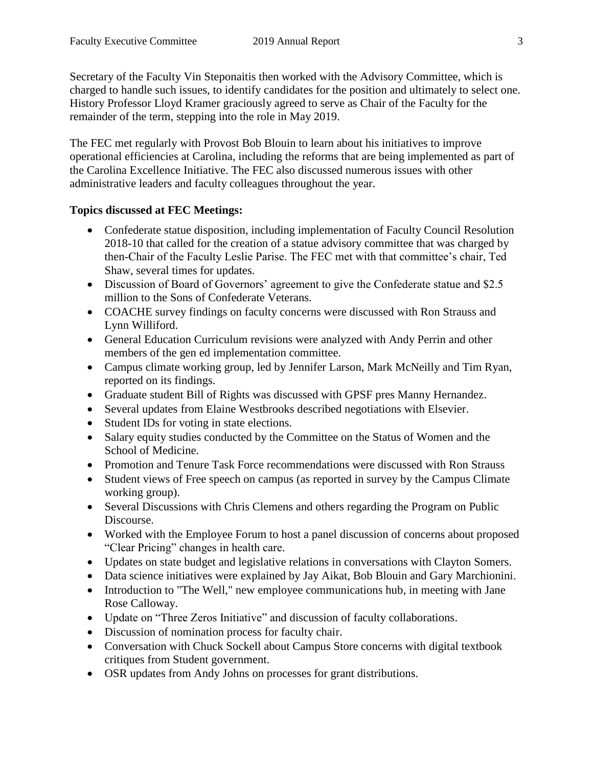Secretary of the Faculty Vin Steponaitis then worked with the Advisory Committee, which is charged to handle such issues, to identify candidates for the position and ultimately to select one. History Professor Lloyd Kramer graciously agreed to serve as Chair of the Faculty for the remainder of the term, stepping into the role in May 2019.

The FEC met regularly with Provost Bob Blouin to learn about his initiatives to improve operational efficiencies at Carolina, including the reforms that are being implemented as part of the Carolina Excellence Initiative. The FEC also discussed numerous issues with other administrative leaders and faculty colleagues throughout the year.

**Topics discussed at FEC Meetings:**

- Confederate statue disposition, including implementation of Faculty Council Resolution 2018-10 that called for the creation of a statue advisory committee that was charged by then-Chair of the Faculty Leslie Parise. The FEC met with that committee's chair, Ted Shaw, several times for updates.
- Discussion of Board of Governors' agreement to give the Confederate statue and $2.5 million to the Sons of Confederate Veterans.
- COACHE survey findings on faculty concerns were discussed with Ron Strauss and Lynn Williford.
- General Education Curriculum revisions were analyzed with Andy Perrin and other members of the gen ed implementation committee.
- Campus climate working group, led by Jennifer Larson, Mark McNeilly and Tim Ryan, reported on its findings.
- Graduate student Bill of Rights was discussed with GPSF pres Manny Hernandez.
- Several updates from Elaine Westbrooks described negotiations with Elsevier.
- Student IDs for voting in state elections.
- Salary equity studies conducted by the Committee on the Status of Women and the School of Medicine.
- Promotion and Tenure Task Force recommendations were discussed with Ron Strauss
- Student views of Free speech on campus (as reported in survey by the Campus Climate working group).
- Several Discussions with Chris Clemens and others regarding the Program on Public Discourse.
- Worked with the Employee Forum to host a panel discussion of concerns about proposed "Clear Pricing" changes in health care.
- Updates on state budget and legislative relations in conversations with Clayton Somers.
- Data science initiatives were explained by Jay Aikat, Bob Blouin and Gary Marchionini.
- Introduction to "The Well," new employee communications hub, in meeting with Jane Rose Calloway.
- Update on "Three Zeros Initiative" and discussion of faculty collaborations.
- Discussion of nomination process for faculty chair.
- Conversation with Chuck Sockell about Campus Store concerns with digital textbook critiques from Student government.
- OSR updates from Andy Johns on processes for grant distributions.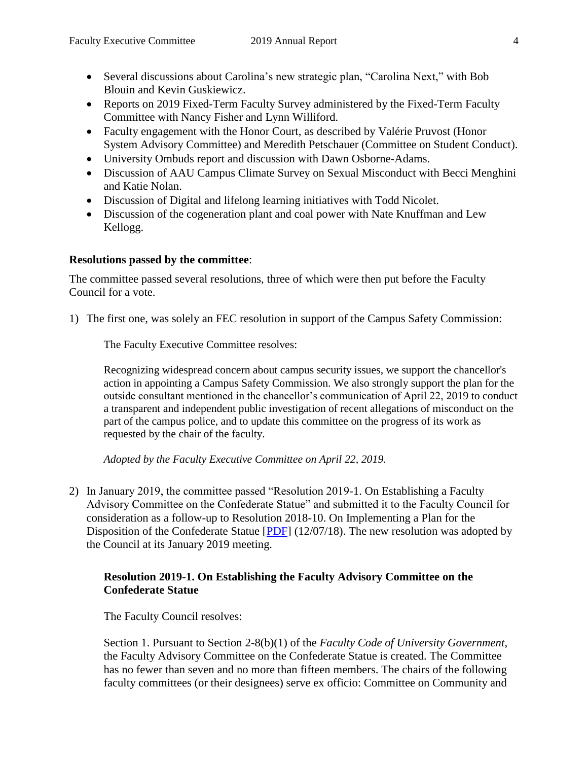- Several discussions about Carolina's new strategic plan, "Carolina Next," with Bob Blouin and Kevin Guskiewicz.
- Reports on 2019 Fixed-Term Faculty Survey administered by the Fixed-Term Faculty Committee with Nancy Fisher and Lynn Williford.
- Faculty engagement with the Honor Court, as described by Valérie Pruvost (Honor System Advisory Committee) and Meredith Petschauer (Committee on Student Conduct).
- University Ombuds report and discussion with Dawn Osborne-Adams.
- Discussion of AAU Campus Climate Survey on Sexual Misconduct with Becci Menghini and Katie Nolan.
- Discussion of Digital and lifelong learning initiatives with Todd Nicolet.
- Discussion of the cogeneration plant and coal power with Nate Knuffman and Lew Kellogg.

**Resolutions passed by the committee**:

The committee passed several resolutions, three of which were then put before the Faculty Council for a vote.

1) The first one, was solely an FEC resolution in support of the Campus Safety Commission:

    The Faculty Executive Committee resolves:

    Recognizing widespread concern about campus security issues, we support the chancellor's action in appointing a Campus Safety Commission. We also strongly support the plan for the outside consultant mentioned in the chancellor's communication of April 22, 2019 to conduct a transparent and independent public investigation of recent allegations of misconduct on the part of the campus police, and to update this committee on the progress of its work as requested by the chair of the faculty.

    *Adopted by the Faculty Executive Committee on April 22, 2019.*

2) In January 2019, the committee passed "Resolution 2019-1. On Establishing a Faculty Advisory Committee on the Confederate Statue" and submitted it to the Faculty Council for consideration as a follow-up to Resolution 2018-10. On Implementing a Plan for the Disposition of the Confederate Statue [PDF] (12/07/18). The new resolution was adopted by the Council at its January 2019 meeting.

    **Resolution 2019-1. On Establishing the Faculty Advisory Committee on the Confederate Statue**

    The Faculty Council resolves:

    Section 1. Pursuant to Section 2-8(b)(1) of the *Faculty Code of University Government*, the Faculty Advisory Committee on the Confederate Statue is created. The Committee has no fewer than seven and no more than fifteen members. The chairs of the following faculty committees (or their designees) serve ex officio: Committee on Community and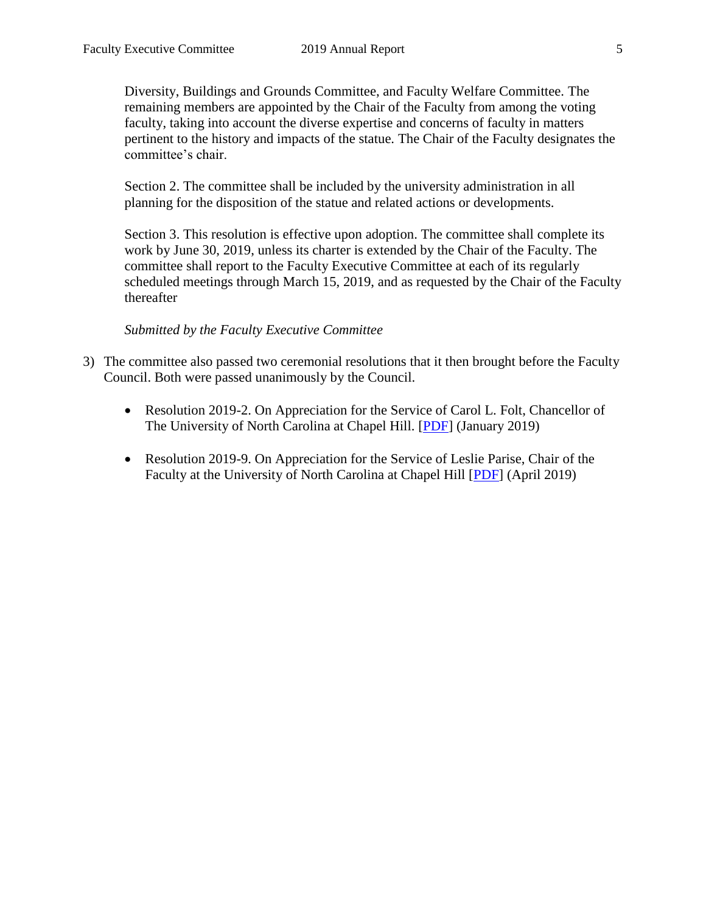Diversity, Buildings and Grounds Committee, and Faculty Welfare Committee. The remaining members are appointed by the Chair of the Faculty from among the voting faculty, taking into account the diverse expertise and concerns of faculty in matters pertinent to the history and impacts of the statue. The Chair of the Faculty designates the committee's chair.

Section 2. The committee shall be included by the university administration in all planning for the disposition of the statue and related actions or developments.

Section 3. This resolution is effective upon adoption. The committee shall complete its work by June 30, 2019, unless its charter is extended by the Chair of the Faculty. The committee shall report to the Faculty Executive Committee at each of its regularly scheduled meetings through March 15, 2019, and as requested by the Chair of the Faculty thereafter

*Submitted by the Faculty Executive Committee*

3) The committee also passed two ceremonial resolutions that it then brought before the Faculty Council. Both were passed unanimously by the Council.

- Resolution 2019-2. On Appreciation for the Service of Carol L. Folt, Chancellor of The University of North Carolina at Chapel Hill. [PDF] (January 2019)

- Resolution 2019-9. On Appreciation for the Service of Leslie Parise, Chair of the Faculty at the University of North Carolina at Chapel Hill [PDF] (April 2019)